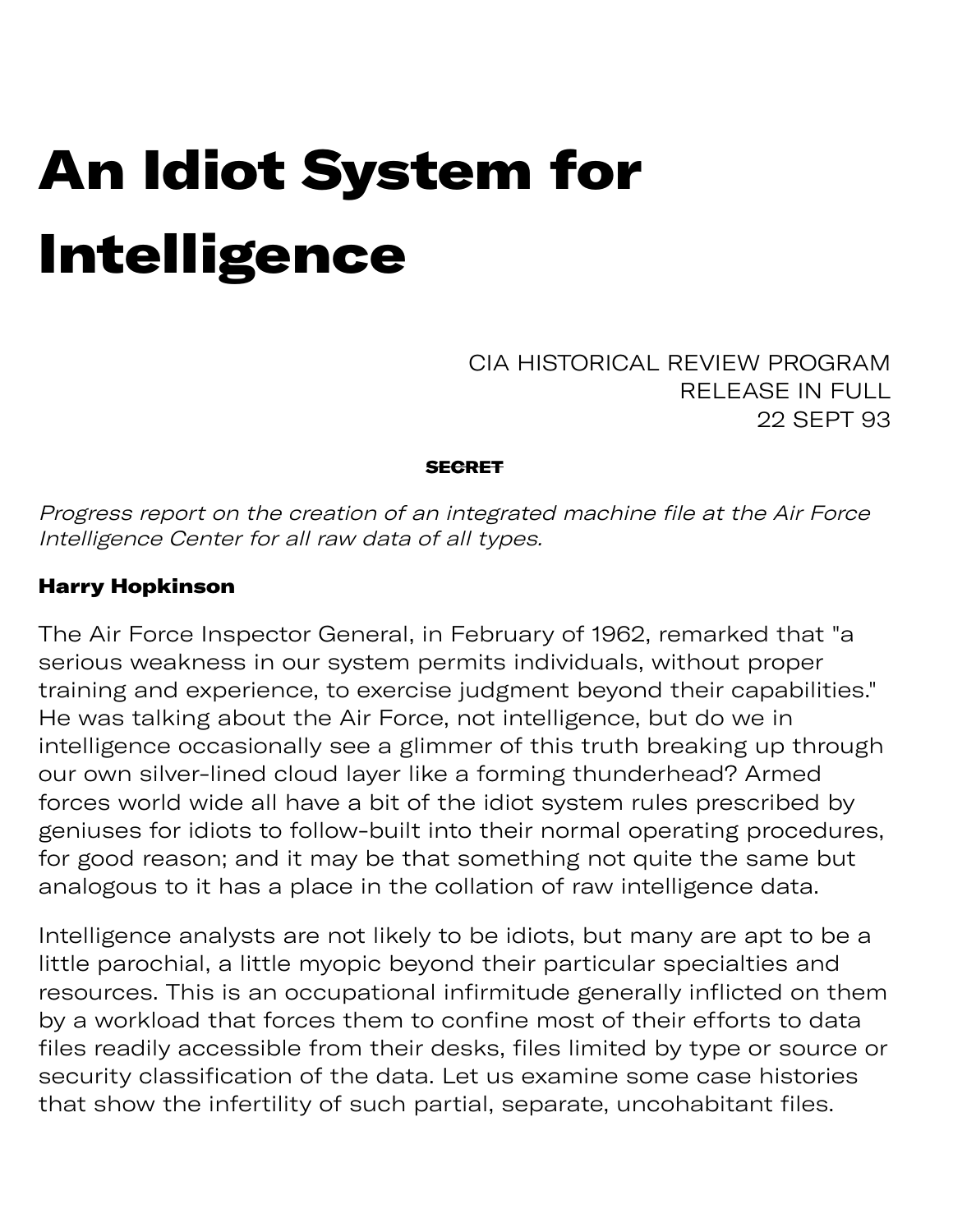# An Idiot System for Intelligence

CIA HISTORICAL REVIEW PROGRAM
RELEASE IN FULL
22 SEPT 93

~~**SECRET**~~

*Progress report on the creation of an integrated machine file at the Air Force Intelligence Center for all raw data of all types.*

**Harry Hopkinson**

The Air Force Inspector General, in February of 1962, remarked that "a serious weakness in our system permits individuals, without proper training and experience, to exercise judgment beyond their capabilities." He was talking about the Air Force, not intelligence, but do we in intelligence occasionally see a glimmer of this truth breaking up through our own silver-lined cloud layer like a forming thunderhead? Armed forces world wide all have a bit of the idiot system rules prescribed by geniuses for idiots to follow-built into their normal operating procedures, for good reason; and it may be that something not quite the same but analogous to it has a place in the collation of raw intelligence data.

Intelligence analysts are not likely to be idiots, but many are apt to be a little parochial, a little myopic beyond their particular specialties and resources. This is an occupational infirmitude generally inflicted on them by a workload that forces them to confine most of their efforts to data files readily accessible from their desks, files limited by type or source or security classification of the data. Let us examine some case histories that show the infertility of such partial, separate, uncohabitant files.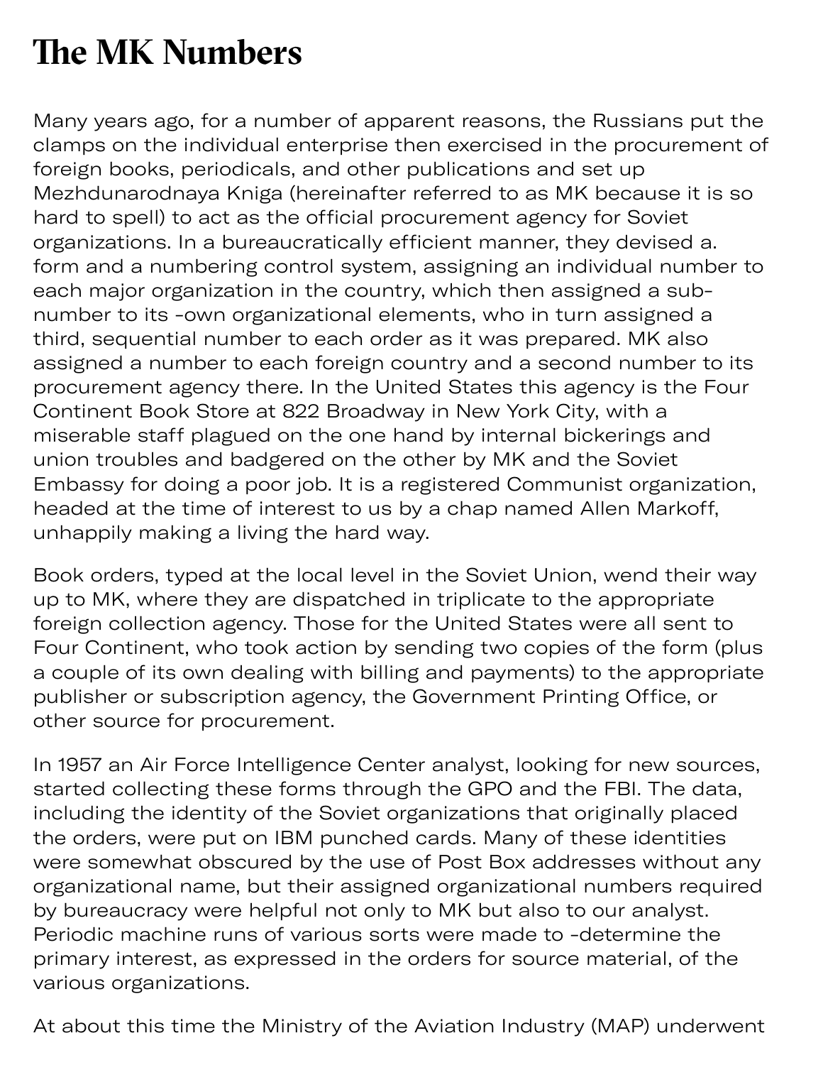# The MK Numbers

Many years ago, for a number of apparent reasons, the Russians put the clamps on the individual enterprise then exercised in the procurement of foreign books, periodicals, and other publications and set up Mezhdunarodnaya Kniga (hereinafter referred to as MK because it is so hard to spell) to act as the official procurement agency for Soviet organizations. In a bureaucratically efficient manner, they devised a. form and a numbering control system, assigning an individual number to each major organization in the country, which then assigned a sub-number to its -own organizational elements, who in turn assigned a third, sequential number to each order as it was prepared. MK also assigned a number to each foreign country and a second number to its procurement agency there. In the United States this agency is the Four Continent Book Store at 822 Broadway in New York City, with a miserable staff plagued on the one hand by internal bickerings and union troubles and badgered on the other by MK and the Soviet Embassy for doing a poor job. It is a registered Communist organization, headed at the time of interest to us by a chap named Allen Markoff, unhappily making a living the hard way.

Book orders, typed at the local level in the Soviet Union, wend their way up to MK, where they are dispatched in triplicate to the appropriate foreign collection agency. Those for the United States were all sent to Four Continent, who took action by sending two copies of the form (plus a couple of its own dealing with billing and payments) to the appropriate publisher or subscription agency, the Government Printing Office, or other source for procurement.

In 1957 an Air Force Intelligence Center analyst, looking for new sources, started collecting these forms through the GPO and the FBI. The data, including the identity of the Soviet organizations that originally placed the orders, were put on IBM punched cards. Many of these identities were somewhat obscured by the use of Post Box addresses without any organizational name, but their assigned organizational numbers required by bureaucracy were helpful not only to MK but also to our analyst. Periodic machine runs of various sorts were made to -determine the primary interest, as expressed in the orders for source material, of the various organizations.

At about this time the Ministry of the Aviation Industry (MAP) underwent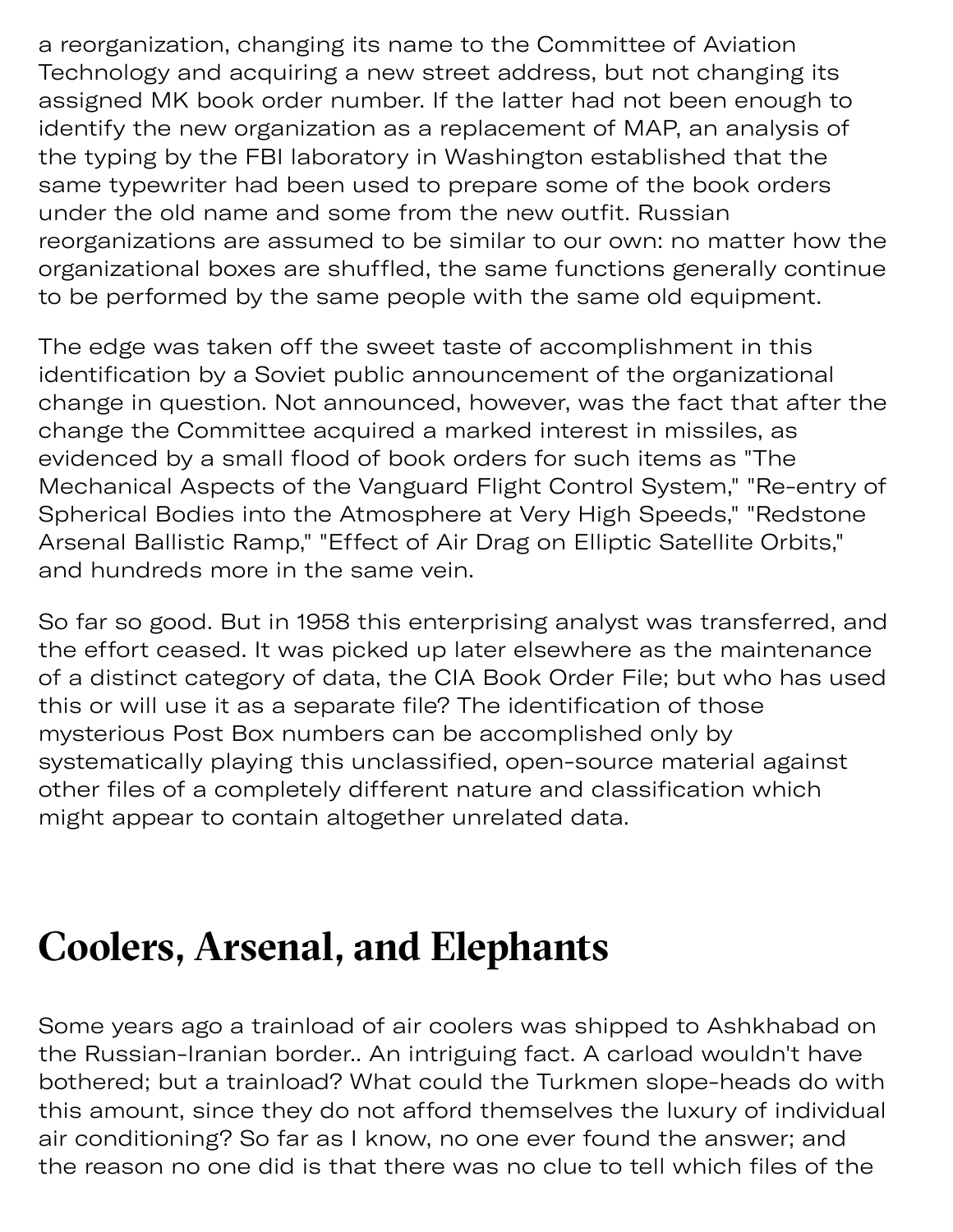a reorganization, changing its name to the Committee of Aviation Technology and acquiring a new street address, but not changing its assigned MK book order number. If the latter had not been enough to identify the new organization as a replacement of MAP, an analysis of the typing by the FBI laboratory in Washington established that the same typewriter had been used to prepare some of the book orders under the old name and some from the new outfit. Russian reorganizations are assumed to be similar to our own: no matter how the organizational boxes are shuffled, the same functions generally continue to be performed by the same people with the same old equipment.

The edge was taken off the sweet taste of accomplishment in this identification by a Soviet public announcement of the organizational change in question. Not announced, however, was the fact that after the change the Committee acquired a marked interest in missiles, as evidenced by a small flood of book orders for such items as "The Mechanical Aspects of the Vanguard Flight Control System," "Re-entry of Spherical Bodies into the Atmosphere at Very High Speeds," "Redstone Arsenal Ballistic Ramp," "Effect of Air Drag on Elliptic Satellite Orbits," and hundreds more in the same vein.

So far so good. But in 1958 this enterprising analyst was transferred, and the effort ceased. It was picked up later elsewhere as the maintenance of a distinct category of data, the CIA Book Order File; but who has used this or will use it as a separate file? The identification of those mysterious Post Box numbers can be accomplished only by systematically playing this unclassified, open-source material against other files of a completely different nature and classification which might appear to contain altogether unrelated data.

## Coolers, Arsenal, and Elephants

Some years ago a trainload of air coolers was shipped to Ashkhabad on the Russian-Iranian border.. An intriguing fact. A carload wouldn't have bothered; but a trainload? What could the Turkmen slope-heads do with this amount, since they do not afford themselves the luxury of individual air conditioning? So far as I know, no one ever found the answer; and the reason no one did is that there was no clue to tell which files of the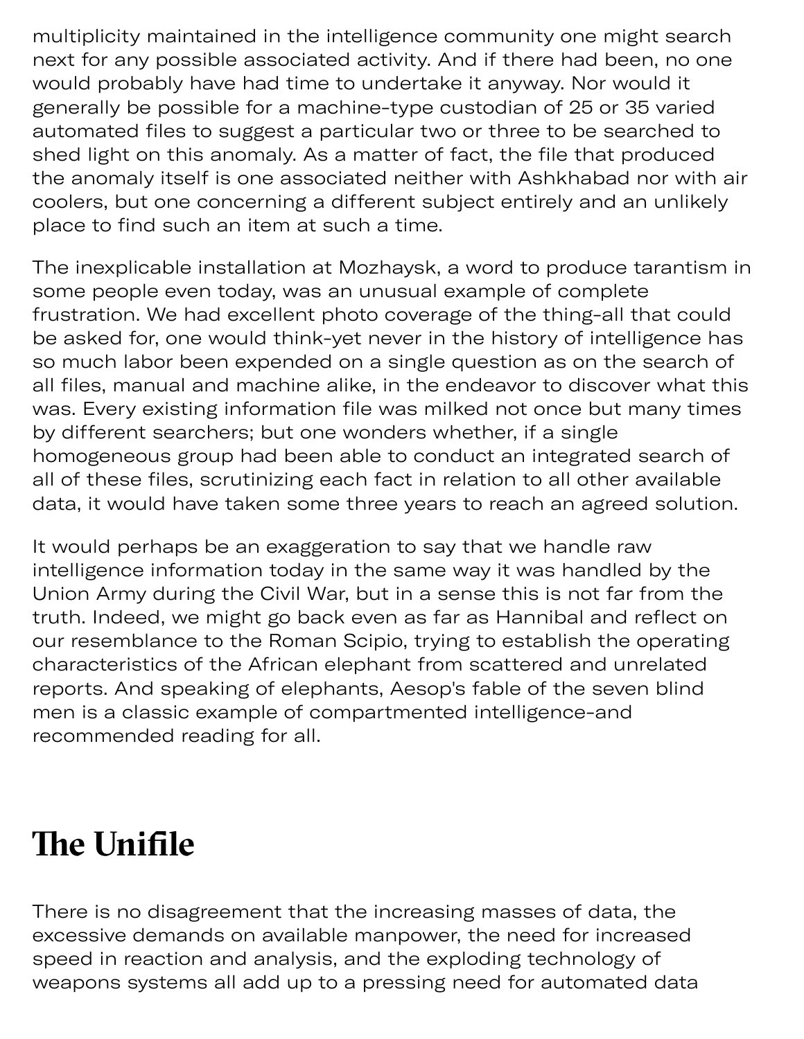multiplicity maintained in the intelligence community one might search next for any possible associated activity. And if there had been, no one would probably have had time to undertake it anyway. Nor would it generally be possible for a machine-type custodian of 25 or 35 varied automated files to suggest a particular two or three to be searched to shed light on this anomaly. As a matter of fact, the file that produced the anomaly itself is one associated neither with Ashkhabad nor with air coolers, but one concerning a different subject entirely and an unlikely place to find such an item at such a time.

The inexplicable installation at Mozhaysk, a word to produce tarantism in some people even today, was an unusual example of complete frustration. We had excellent photo coverage of the thing-all that could be asked for, one would think-yet never in the history of intelligence has so much labor been expended on a single question as on the search of all files, manual and machine alike, in the endeavor to discover what this was. Every existing information file was milked not once but many times by different searchers; but one wonders whether, if a single homogeneous group had been able to conduct an integrated search of all of these files, scrutinizing each fact in relation to all other available data, it would have taken some three years to reach an agreed solution.

It would perhaps be an exaggeration to say that we handle raw intelligence information today in the same way it was handled by the Union Army during the Civil War, but in a sense this is not far from the truth. Indeed, we might go back even as far as Hannibal and reflect on our resemblance to the Roman Scipio, trying to establish the operating characteristics of the African elephant from scattered and unrelated reports. And speaking of elephants, Aesop's fable of the seven blind men is a classic example of compartmented intelligence-and recommended reading for all.

## The Unifile

There is no disagreement that the increasing masses of data, the excessive demands on available manpower, the need for increased speed in reaction and analysis, and the exploding technology of weapons systems all add up to a pressing need for automated data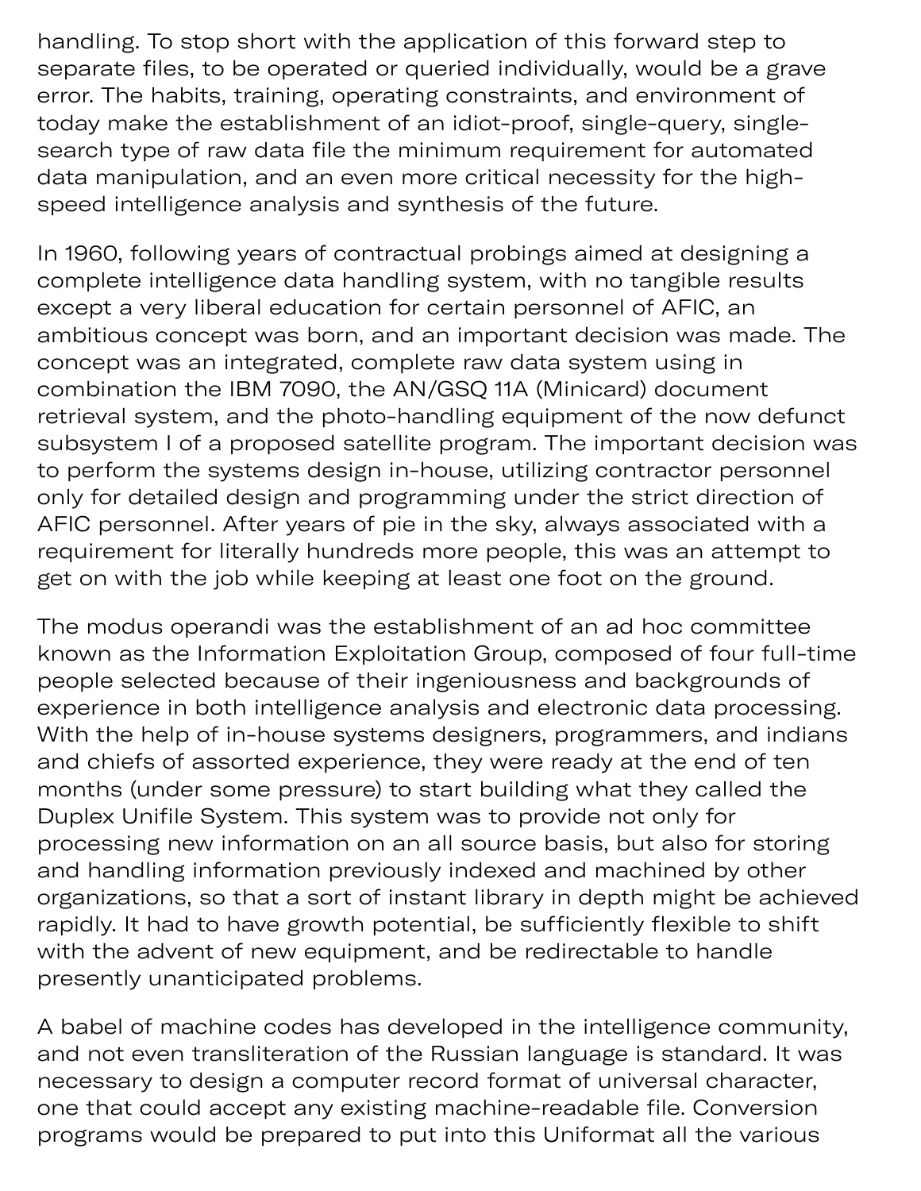handling. To stop short with the application of this forward step to separate files, to be operated or queried individually, would be a grave error. The habits, training, operating constraints, and environment of today make the establishment of an idiot-proof, single-query, single-search type of raw data file the minimum requirement for automated data manipulation, and an even more critical necessity for the high-speed intelligence analysis and synthesis of the future.

In 1960, following years of contractual probings aimed at designing a complete intelligence data handling system, with no tangible results except a very liberal education for certain personnel of AFIC, an ambitious concept was born, and an important decision was made. The concept was an integrated, complete raw data system using in combination the IBM 7090, the AN/GSQ 11A (Minicard) document retrieval system, and the photo-handling equipment of the now defunct subsystem I of a proposed satellite program. The important decision was to perform the systems design in-house, utilizing contractor personnel only for detailed design and programming under the strict direction of AFIC personnel. After years of pie in the sky, always associated with a requirement for literally hundreds more people, this was an attempt to get on with the job while keeping at least one foot on the ground.

The modus operandi was the establishment of an ad hoc committee known as the Information Exploitation Group, composed of four full-time people selected because of their ingeniousness and backgrounds of experience in both intelligence analysis and electronic data processing. With the help of in-house systems designers, programmers, and indians and chiefs of assorted experience, they were ready at the end of ten months (under some pressure) to start building what they called the Duplex Unifile System. This system was to provide not only for processing new information on an all source basis, but also for storing and handling information previously indexed and machined by other organizations, so that a sort of instant library in depth might be achieved rapidly. It had to have growth potential, be sufficiently flexible to shift with the advent of new equipment, and be redirectable to handle presently unanticipated problems.

A babel of machine codes has developed in the intelligence community, and not even transliteration of the Russian language is standard. It was necessary to design a computer record format of universal character, one that could accept any existing machine-readable file. Conversion programs would be prepared to put into this Uniformat all the various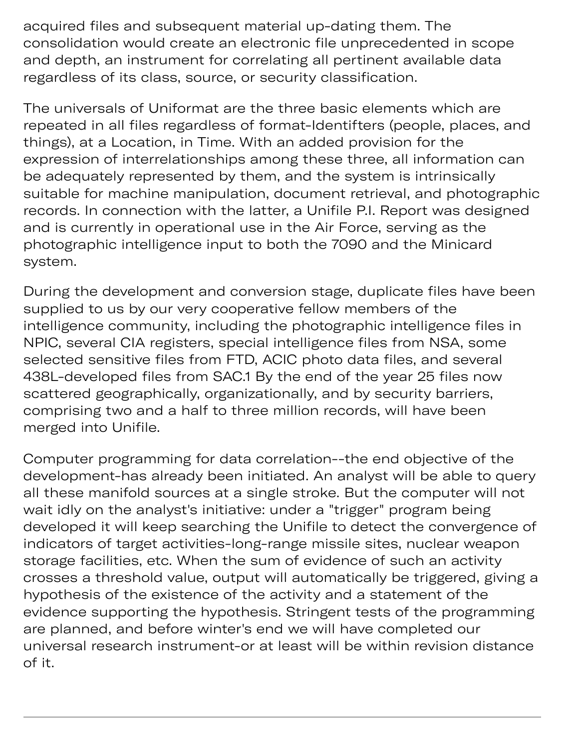acquired files and subsequent material up-dating them. The consolidation would create an electronic file unprecedented in scope and depth, an instrument for correlating all pertinent available data regardless of its class, source, or security classification.

The universals of Uniformat are the three basic elements which are repeated in all files regardless of format-Identifters (people, places, and things), at a Location, in Time. With an added provision for the expression of interrelationships among these three, all information can be adequately represented by them, and the system is intrinsically suitable for machine manipulation, document retrieval, and photographic records. In connection with the latter, a Unifile P.I. Report was designed and is currently in operational use in the Air Force, serving as the photographic intelligence input to both the 7090 and the Minicard system.

During the development and conversion stage, duplicate files have been supplied to us by our very cooperative fellow members of the intelligence community, including the photographic intelligence files in NPIC, several CIA registers, special intelligence files from NSA, some selected sensitive files from FTD, ACIC photo data files, and several 438L-developed files from SAC.[1] By the end of the year 25 files now scattered geographically, organizationally, and by security barriers, comprising two and a half to three million records, will have been merged into Unifile.

Computer programming for data correlation--the end objective of the development-has already been initiated. An analyst will be able to query all these manifold sources at a single stroke. But the computer will not wait idly on the analyst's initiative: under a "trigger" program being developed it will keep searching the Unifile to detect the convergence of indicators of target activities-long-range missile sites, nuclear weapon storage facilities, etc. When the sum of evidence of such an activity crosses a threshold value, output will automatically be triggered, giving a hypothesis of the existence of the activity and a statement of the evidence supporting the hypothesis. Stringent tests of the programming are planned, and before winter's end we will have completed our universal research instrument-or at least will be within revision distance of it.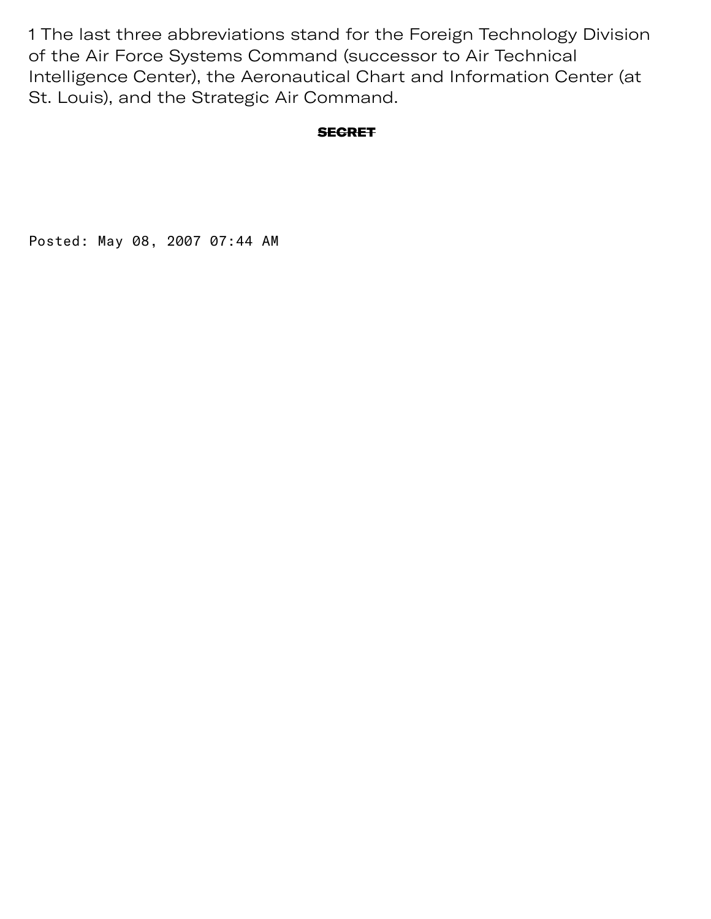[1] The last three abbreviations stand for the Foreign Technology Division of the Air Force Systems Command (successor to Air Technical Intelligence Center), the Aeronautical Chart and Information Center (at St. Louis), and the Strategic Air Command.

~~**SECRET**~~

Posted: May 08, 2007 07:44 AM